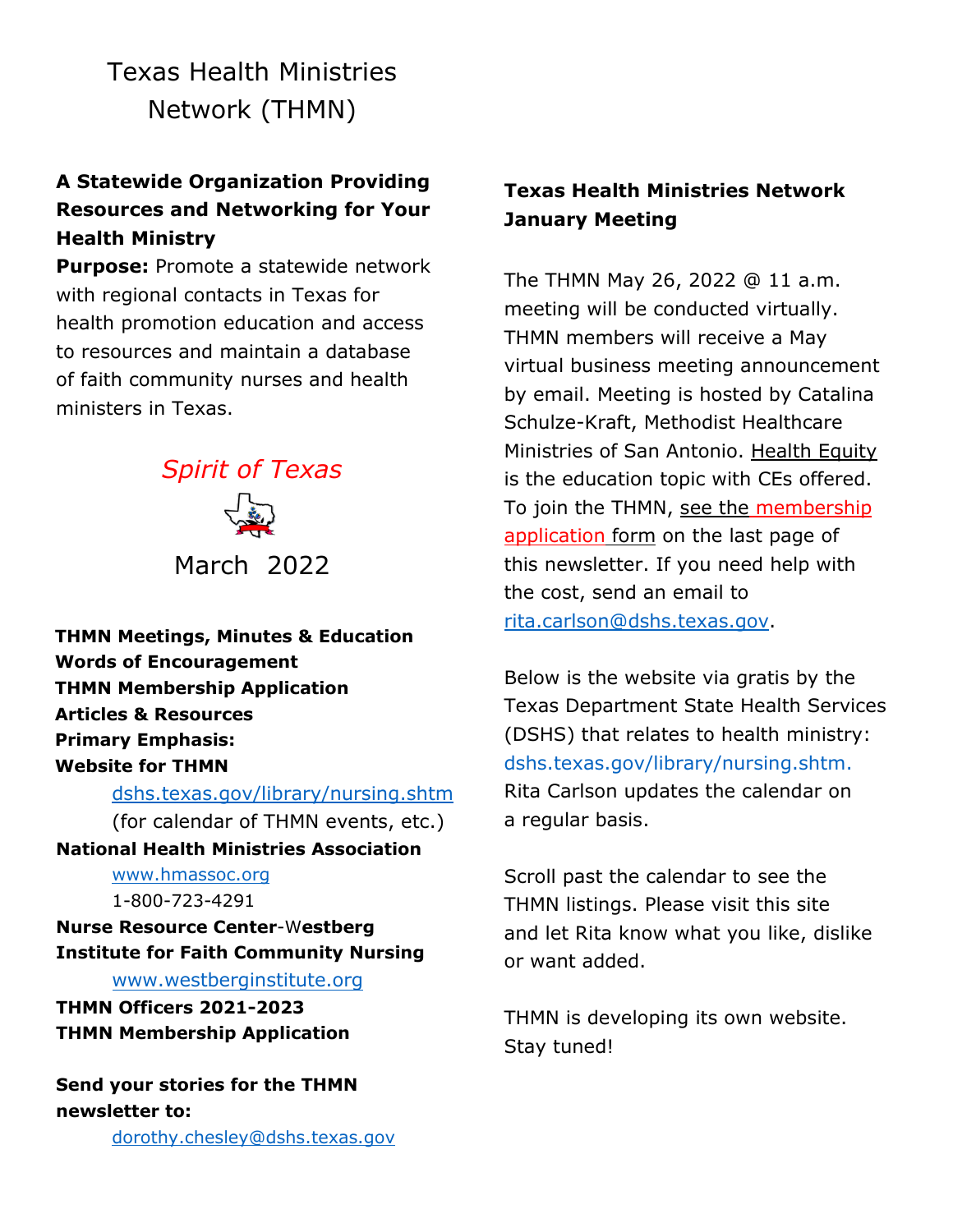# Texas Health Ministries Network (THMN)

**A Statewide Organization Providing Resources and Networking for Your Health Ministry**

**Purpose:** Promote a statewide network with regional contacts in Texas for health promotion education and access to resources and maintain a database of faith community nurses and health ministers in Texas.

*Spirit of Texas*

March 2022

**THMN Meetings, Minutes & Education**
**Words of Encouragement**
**THMN Membership Application**
**Articles & Resources**
**Primary Emphasis:**
**Website for THMN**

dshs.texas.gov/library/nursing.shtm
(for calendar of THMN events, etc.)

**National Health Ministries Association**

www.hmassoc.org
1-800-723-4291

**Nurse Resource Center-Westberg Institute for Faith Community Nursing**

www.westberginstitute.org

**THMN Officers 2021-2023**
**THMN Membership Application**

**Send your stories for the THMN newsletter to:**

dorothy.chesley@dshs.texas.gov

## Texas Health Ministries Network January Meeting

The THMN May 26, 2022 @ 11 a.m. meeting will be conducted virtually. THMN members will receive a May virtual business meeting announcement by email. Meeting is hosted by Catalina Schulze-Kraft, Methodist Healthcare Ministries of San Antonio. Health Equity is the education topic with CEs offered. To join the THMN, see the membership application form on the last page of this newsletter. If you need help with the cost, send an email to rita.carlson@dshs.texas.gov.

Below is the website via gratis by the Texas Department State Health Services (DSHS) that relates to health ministry: dshs.texas.gov/library/nursing.shtm. Rita Carlson updates the calendar on a regular basis.

Scroll past the calendar to see the THMN listings. Please visit this site and let Rita know what you like, dislike or want added.

THMN is developing its own website. Stay tuned!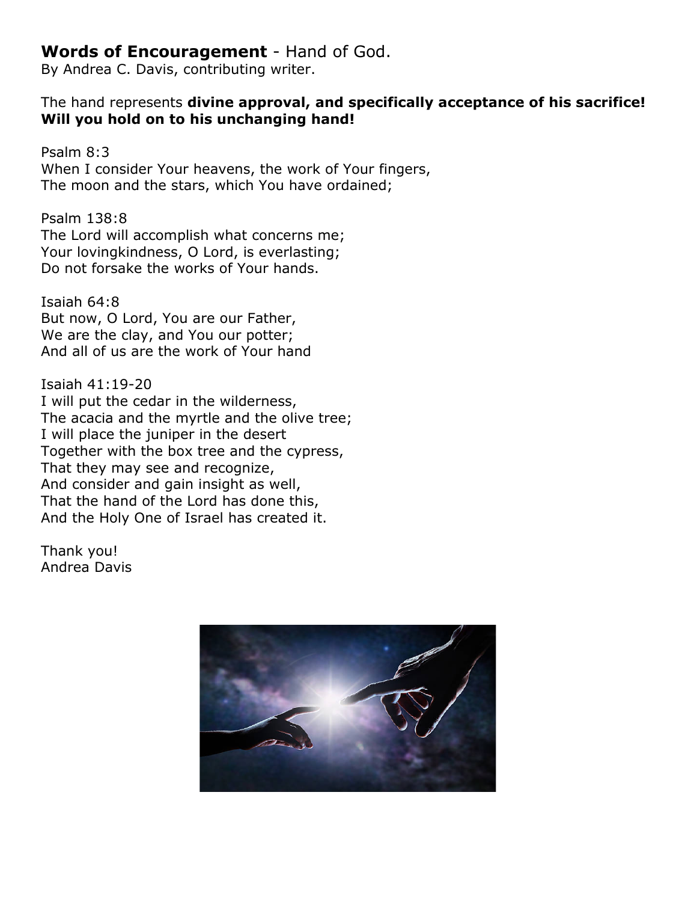**Words of Encouragement** - Hand of God.
By Andrea C. Davis, contributing writer.

The hand represents **divine approval, and specifically acceptance of his sacrifice! Will you hold on to his unchanging hand!**

Psalm 8:3
When I consider Your heavens, the work of Your fingers,
The moon and the stars, which You have ordained;

Psalm 138:8
The Lord will accomplish what concerns me;
Your lovingkindness, O Lord, is everlasting;
Do not forsake the works of Your hands.

Isaiah 64:8
But now, O Lord, You are our Father,
We are the clay, and You our potter;
And all of us are the work of Your hand

Isaiah 41:19-20
I will put the cedar in the wilderness,
The acacia and the myrtle and the olive tree;
I will place the juniper in the desert
Together with the box tree and the cypress,
That they may see and recognize,
And consider and gain insight as well,
That the hand of the Lord has done this,
And the Holy One of Israel has created it.

Thank you!
Andrea Davis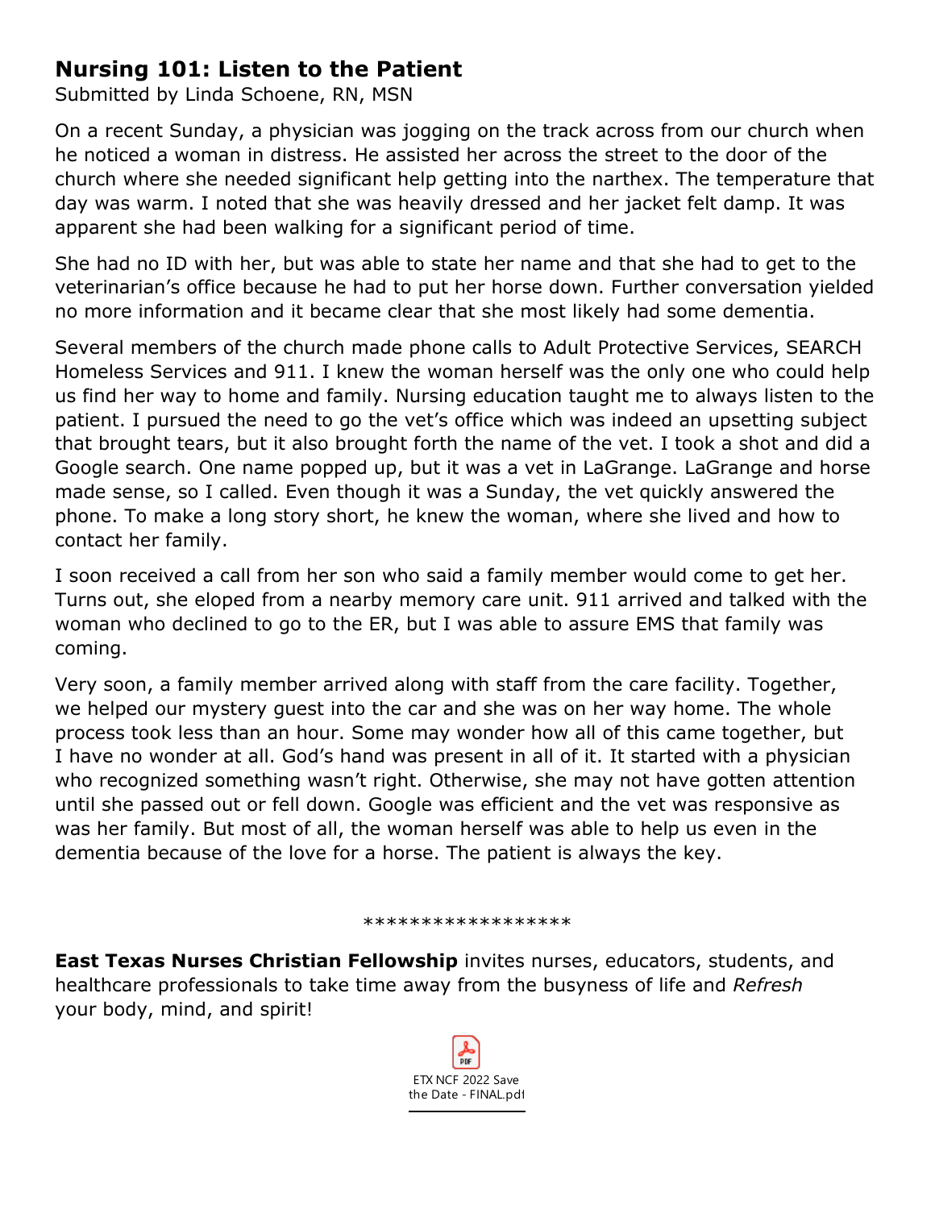## Nursing 101: Listen to the Patient

Submitted by Linda Schoene, RN, MSN

On a recent Sunday, a physician was jogging on the track across from our church when he noticed a woman in distress. He assisted her across the street to the door of the church where she needed significant help getting into the narthex. The temperature that day was warm. I noted that she was heavily dressed and her jacket felt damp. It was apparent she had been walking for a significant period of time.

She had no ID with her, but was able to state her name and that she had to get to the veterinarian's office because he had to put her horse down. Further conversation yielded no more information and it became clear that she most likely had some dementia.

Several members of the church made phone calls to Adult Protective Services, SEARCH Homeless Services and 911. I knew the woman herself was the only one who could help us find her way to home and family. Nursing education taught me to always listen to the patient. I pursued the need to go the vet's office which was indeed an upsetting subject that brought tears, but it also brought forth the name of the vet. I took a shot and did a Google search. One name popped up, but it was a vet in LaGrange. LaGrange and horse made sense, so I called. Even though it was a Sunday, the vet quickly answered the phone. To make a long story short, he knew the woman, where she lived and how to contact her family.

I soon received a call from her son who said a family member would come to get her. Turns out, she eloped from a nearby memory care unit. 911 arrived and talked with the woman who declined to go to the ER, but I was able to assure EMS that family was coming.

Very soon, a family member arrived along with staff from the care facility. Together, we helped our mystery guest into the car and she was on her way home. The whole process took less than an hour. Some may wonder how all of this came together, but I have no wonder at all. God's hand was present in all of it. It started with a physician who recognized something wasn't right. Otherwise, she may not have gotten attention until she passed out or fell down. Google was efficient and the vet was responsive as was her family. But most of all, the woman herself was able to help us even in the dementia because of the love for a horse. The patient is always the key.

******************

**East Texas Nurses Christian Fellowship** invites nurses, educators, students, and healthcare professionals to take time away from the busyness of life and *Refresh* your body, mind, and spirit!

ETX NCF 2022 Save the Date - FINAL.pdf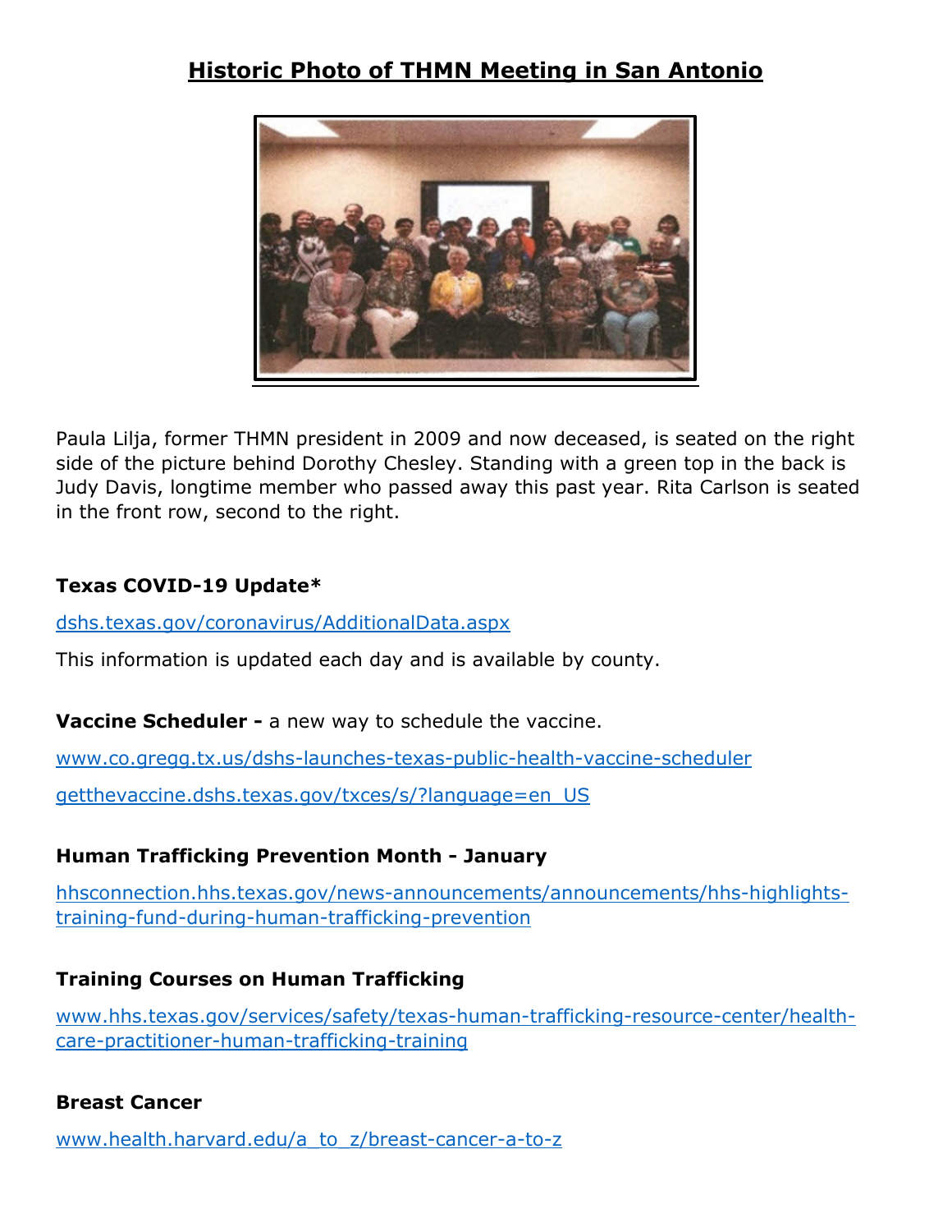# Historic Photo of THMN Meeting in San Antonio

Paula Lilja, former THMN president in 2009 and now deceased, is seated on the right side of the picture behind Dorothy Chesley. Standing with a green top in the back is Judy Davis, longtime member who passed away this past year. Rita Carlson is seated in the front row, second to the right.

**Texas COVID-19 Update***

dshs.texas.gov/coronavirus/AdditionalData.aspx

This information is updated each day and is available by county.

**Vaccine Scheduler -** a new way to schedule the vaccine.

www.co.gregg.tx.us/dshs-launches-texas-public-health-vaccine-scheduler

getthevaccine.dshs.texas.gov/txces/s/?language=en_US

**Human Trafficking Prevention Month - January**

hhsconnection.hhs.texas.gov/news-announcements/announcements/hhs-highlights-training-fund-during-human-trafficking-prevention

**Training Courses on Human Trafficking**

www.hhs.texas.gov/services/safety/texas-human-trafficking-resource-center/health-care-practitioner-human-trafficking-training

**Breast Cancer**

www.health.harvard.edu/a_to_z/breast-cancer-a-to-z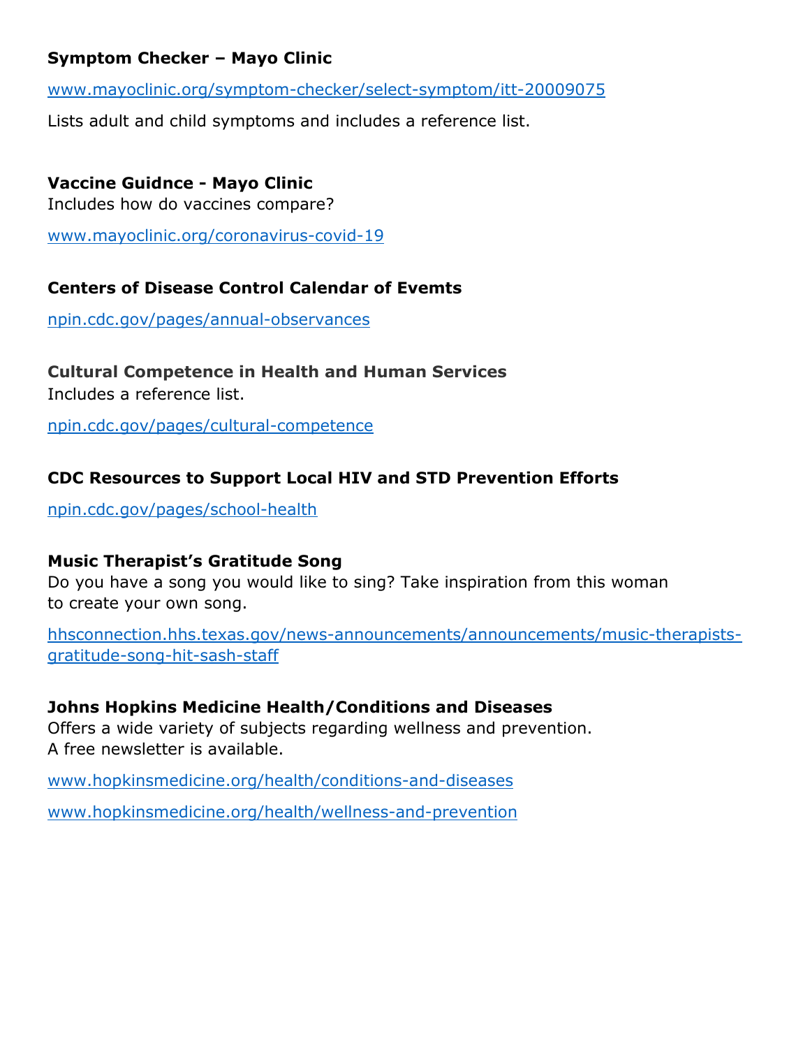**Symptom Checker – Mayo Clinic**

www.mayoclinic.org/symptom-checker/select-symptom/itt-20009075

Lists adult and child symptoms and includes a reference list.

**Vaccine Guidnce - Mayo Clinic**
Includes how do vaccines compare?

www.mayoclinic.org/coronavirus-covid-19

**Centers of Disease Control Calendar of Evemts**

npin.cdc.gov/pages/annual-observances

**Cultural Competence in Health and Human Services**
Includes a reference list.

npin.cdc.gov/pages/cultural-competence

**CDC Resources to Support Local HIV and STD Prevention Efforts**

npin.cdc.gov/pages/school-health

**Music Therapist's Gratitude Song**
Do you have a song you would like to sing? Take inspiration from this woman to create your own song.

hhsconnection.hhs.texas.gov/news-announcements/announcements/music-therapists-gratitude-song-hit-sash-staff

**Johns Hopkins Medicine Health/Conditions and Diseases**
Offers a wide variety of subjects regarding wellness and prevention. A free newsletter is available.

www.hopkinsmedicine.org/health/conditions-and-diseases

www.hopkinsmedicine.org/health/wellness-and-prevention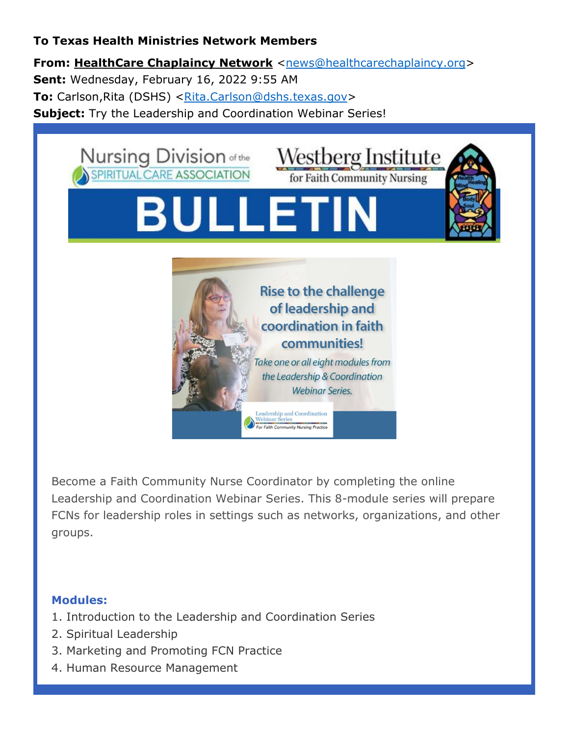**To Texas Health Ministries Network Members**

**From:** **HealthCare Chaplaincy Network** <news@healthcarechaplaincy.org>
**Sent:** Wednesday, February 16, 2022 9:55 AM
**To:** Carlson,Rita (DSHS) <Rita.Carlson@dshs.texas.gov>
**Subject:** Try the Leadership and Coordination Webinar Series!

Nursing Division of the SPIRITUAL CARE ASSOCIATION

Westberg Institute for Faith Community Nursing

# BULLETIN

Rise to the challenge of leadership and coordination in faith communities!

*Take one or all eight modules from the Leadership & Coordination Webinar Series.*

Leadership and Coordination Webinar Series
For Faith Community Nursing Practice

Become a Faith Community Nurse Coordinator by completing the online Leadership and Coordination Webinar Series. This 8-module series will prepare FCNs for leadership roles in settings such as networks, organizations, and other groups.

**Modules:**

1. Introduction to the Leadership and Coordination Series
2. Spiritual Leadership
3. Marketing and Promoting FCN Practice
4. Human Resource Management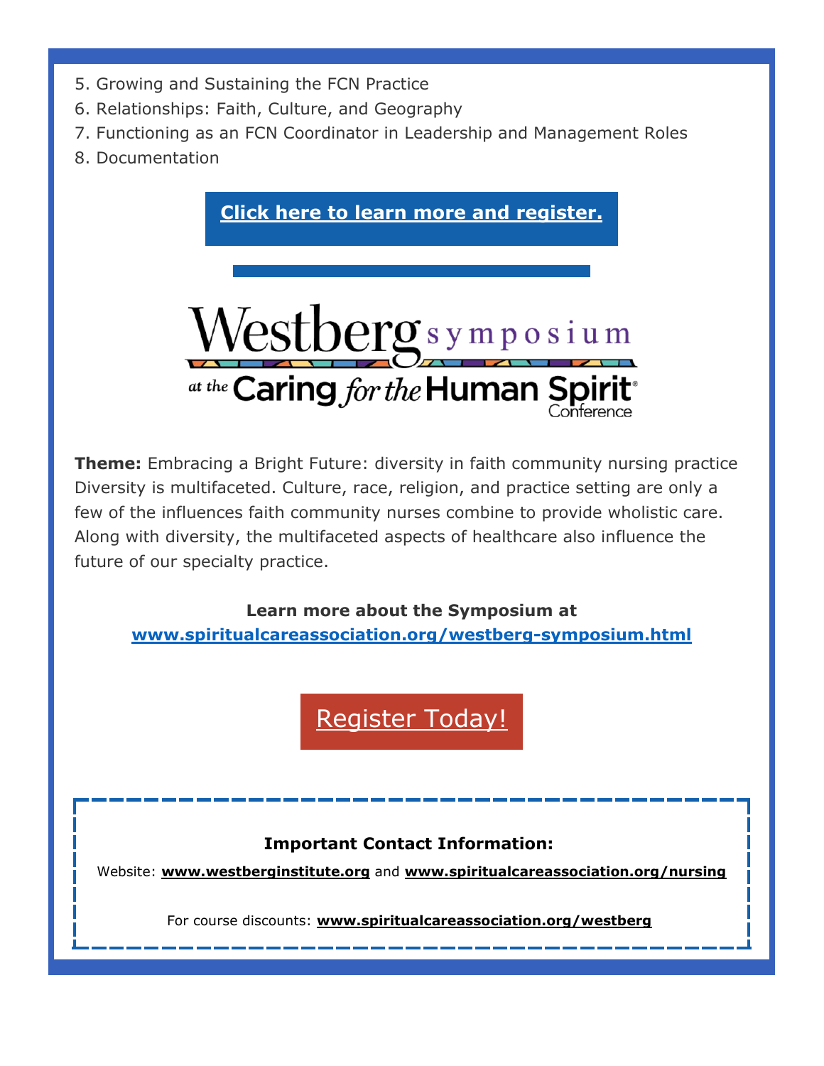5. Growing and Sustaining the FCN Practice
6. Relationships: Faith, Culture, and Geography
7. Functioning as an FCN Coordinator in Leadership and Management Roles
8. Documentation

**Click here to learn more and register.**

# Westberg symposium at the Caring for the Human Spirit® Conference

**Theme:** Embracing a Bright Future: diversity in faith community nursing practice
Diversity is multifaceted. Culture, race, religion, and practice setting are only a few of the influences faith community nurses combine to provide wholistic care. Along with diversity, the multifaceted aspects of healthcare also influence the future of our specialty practice.

**Learn more about the Symposium at**
**www.spiritualcareassociation.org/westberg-symposium.html**

Register Today!

**Important Contact Information:**

Website: **www.westberginstitute.org** and **www.spiritualcareassociation.org/nursing**

For course discounts: **www.spiritualcareassociation.org/westberg**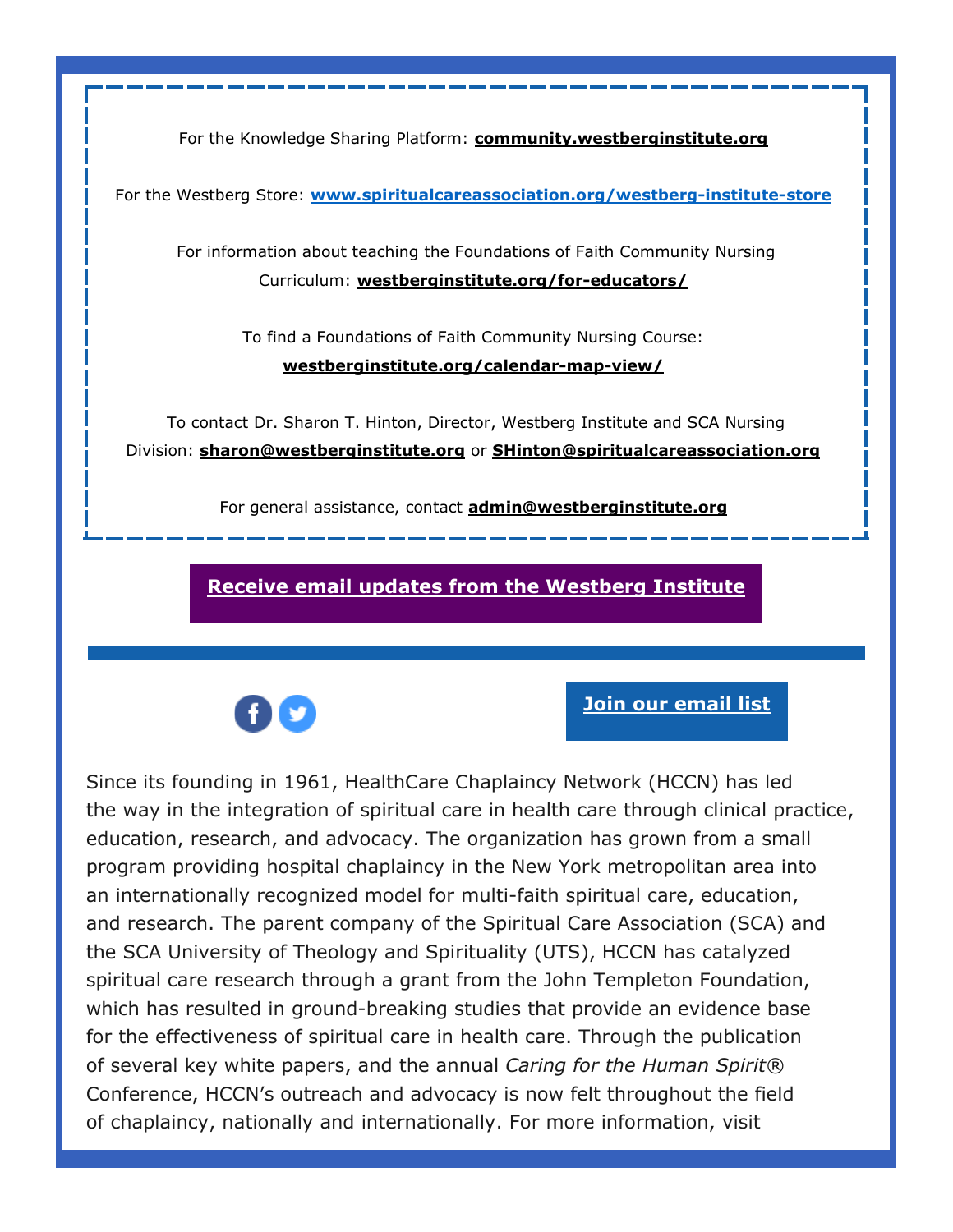For the Knowledge Sharing Platform: **community.westberginstitute.org**

For the Westberg Store: **www.spiritualcareassociation.org/westberg-institute-store**

For information about teaching the Foundations of Faith Community Nursing Curriculum: **westberginstitute.org/for-educators/**

To find a Foundations of Faith Community Nursing Course: **westberginstitute.org/calendar-map-view/**

To contact Dr. Sharon T. Hinton, Director, Westberg Institute and SCA Nursing Division: **sharon@westberginstitute.org** or **SHinton@spiritualcareassociation.org**

For general assistance, contact **admin@westberginstitute.org**

**Receive email updates from the Westberg Institute**

**Join our email list**

Since its founding in 1961, HealthCare Chaplaincy Network (HCCN) has led the way in the integration of spiritual care in health care through clinical practice, education, research, and advocacy. The organization has grown from a small program providing hospital chaplaincy in the New York metropolitan area into an internationally recognized model for multi-faith spiritual care, education, and research. The parent company of the Spiritual Care Association (SCA) and the SCA University of Theology and Spirituality (UTS), HCCN has catalyzed spiritual care research through a grant from the John Templeton Foundation, which has resulted in ground-breaking studies that provide an evidence base for the effectiveness of spiritual care in health care. Through the publication of several key white papers, and the annual *Caring for the Human Spirit®* Conference, HCCN's outreach and advocacy is now felt throughout the field of chaplaincy, nationally and internationally. For more information, visit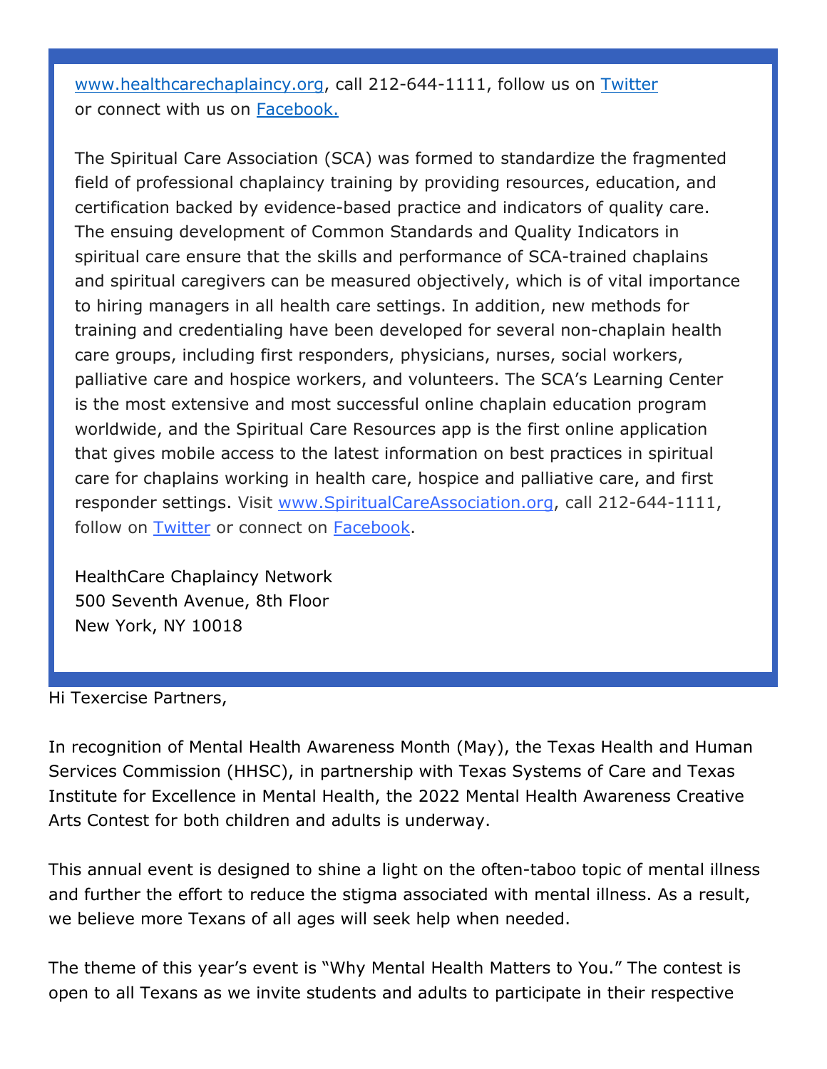www.healthcarechaplaincy.org, call 212-644-1111, follow us on Twitter or connect with us on Facebook.

The Spiritual Care Association (SCA) was formed to standardize the fragmented field of professional chaplaincy training by providing resources, education, and certification backed by evidence-based practice and indicators of quality care. The ensuing development of Common Standards and Quality Indicators in spiritual care ensure that the skills and performance of SCA-trained chaplains and spiritual caregivers can be measured objectively, which is of vital importance to hiring managers in all health care settings. In addition, new methods for training and credentialing have been developed for several non-chaplain health care groups, including first responders, physicians, nurses, social workers, palliative care and hospice workers, and volunteers. The SCA's Learning Center is the most extensive and most successful online chaplain education program worldwide, and the Spiritual Care Resources app is the first online application that gives mobile access to the latest information on best practices in spiritual care for chaplains working in health care, hospice and palliative care, and first responder settings. Visit www.SpiritualCareAssociation.org, call 212-644-1111, follow on Twitter or connect on Facebook.

HealthCare Chaplaincy Network
500 Seventh Avenue, 8th Floor
New York, NY 10018

Hi Texercise Partners,

In recognition of Mental Health Awareness Month (May), the Texas Health and Human Services Commission (HHSC), in partnership with Texas Systems of Care and Texas Institute for Excellence in Mental Health, the 2022 Mental Health Awareness Creative Arts Contest for both children and adults is underway.

This annual event is designed to shine a light on the often-taboo topic of mental illness and further the effort to reduce the stigma associated with mental illness. As a result, we believe more Texans of all ages will seek help when needed.

The theme of this year's event is "Why Mental Health Matters to You." The contest is open to all Texans as we invite students and adults to participate in their respective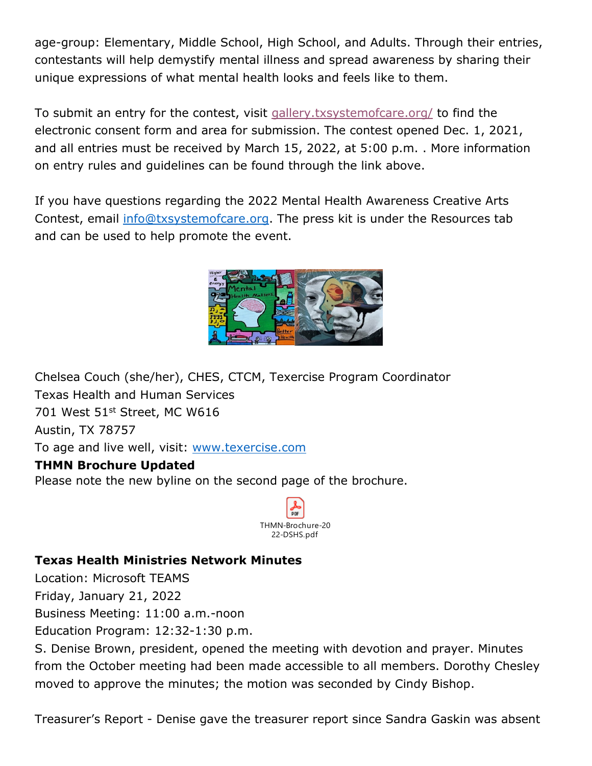age-group: Elementary, Middle School, High School, and Adults. Through their entries, contestants will help demystify mental illness and spread awareness by sharing their unique expressions of what mental health looks and feels like to them.

To submit an entry for the contest, visit gallery.txsystemofcare.org/ to find the electronic consent form and area for submission. The contest opened Dec. 1, 2021, and all entries must be received by March 15, 2022, at 5:00 p.m. . More information on entry rules and guidelines can be found through the link above.

If you have questions regarding the 2022 Mental Health Awareness Creative Arts Contest, email info@txsystemofcare.org. The press kit is under the Resources tab and can be used to help promote the event.

Chelsea Couch (she/her), CHES, CTCM, Texercise Program Coordinator
Texas Health and Human Services
701 West 51st Street, MC W616
Austin, TX 78757
To age and live well, visit: www.texercise.com

**THMN Brochure Updated**

Please note the new byline on the second page of the brochure.

THMN-Brochure-2022-DSHS.pdf

**Texas Health Ministries Network Minutes**

Location: Microsoft TEAMS
Friday, January 21, 2022
Business Meeting: 11:00 a.m.-noon
Education Program: 12:32-1:30 p.m.

S. Denise Brown, president, opened the meeting with devotion and prayer. Minutes from the October meeting had been made accessible to all members. Dorothy Chesley moved to approve the minutes; the motion was seconded by Cindy Bishop.

Treasurer's Report - Denise gave the treasurer report since Sandra Gaskin was absent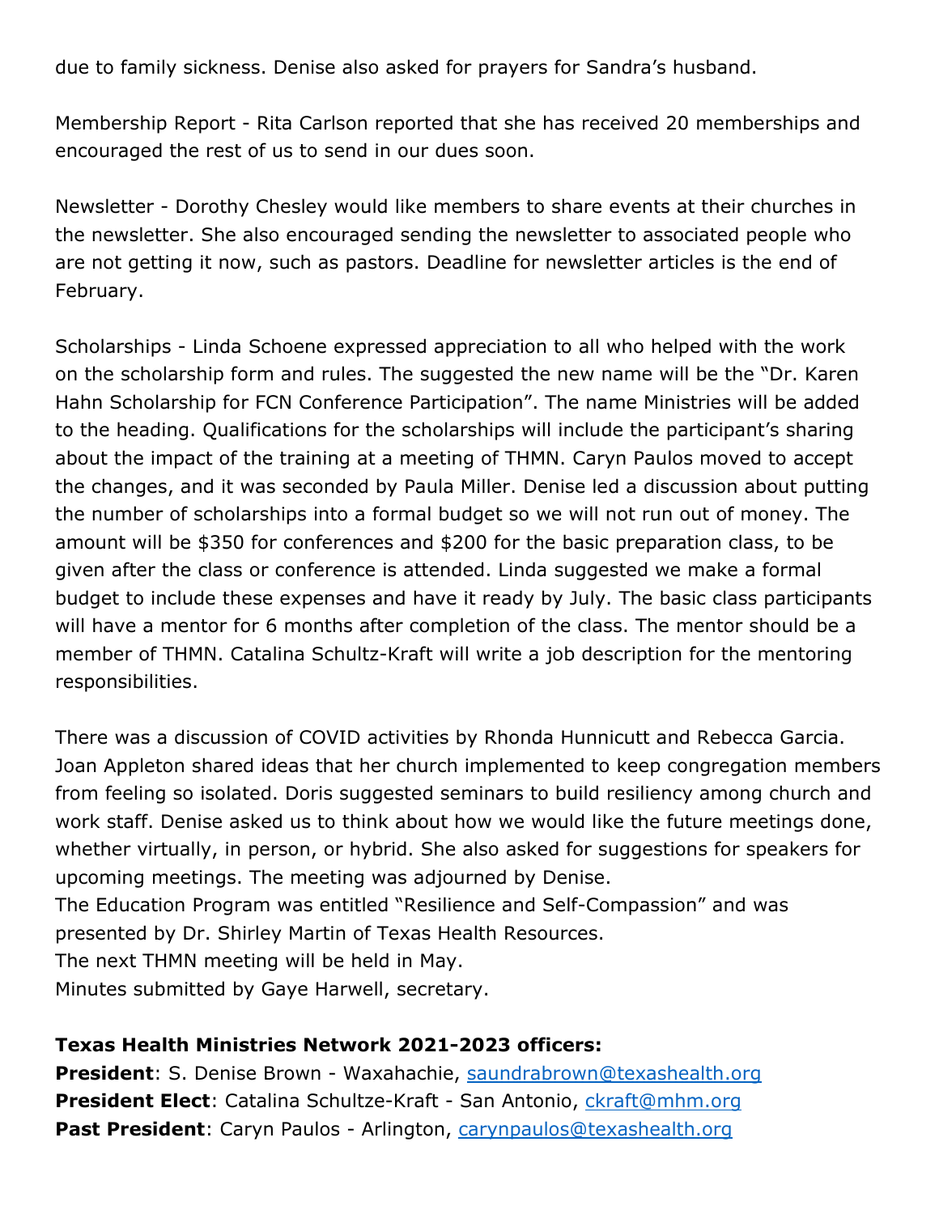due to family sickness. Denise also asked for prayers for Sandra's husband.

Membership Report - Rita Carlson reported that she has received 20 memberships and encouraged the rest of us to send in our dues soon.

Newsletter - Dorothy Chesley would like members to share events at their churches in the newsletter. She also encouraged sending the newsletter to associated people who are not getting it now, such as pastors. Deadline for newsletter articles is the end of February.

Scholarships - Linda Schoene expressed appreciation to all who helped with the work on the scholarship form and rules. The suggested the new name will be the "Dr. Karen Hahn Scholarship for FCN Conference Participation". The name Ministries will be added to the heading. Qualifications for the scholarships will include the participant's sharing about the impact of the training at a meeting of THMN. Caryn Paulos moved to accept the changes, and it was seconded by Paula Miller. Denise led a discussion about putting the number of scholarships into a formal budget so we will not run out of money. The amount will be $350 for conferences and $200 for the basic preparation class, to be given after the class or conference is attended. Linda suggested we make a formal budget to include these expenses and have it ready by July. The basic class participants will have a mentor for 6 months after completion of the class. The mentor should be a member of THMN. Catalina Schultz-Kraft will write a job description for the mentoring responsibilities.

There was a discussion of COVID activities by Rhonda Hunnicutt and Rebecca Garcia. Joan Appleton shared ideas that her church implemented to keep congregation members from feeling so isolated. Doris suggested seminars to build resiliency among church and work staff. Denise asked us to think about how we would like the future meetings done, whether virtually, in person, or hybrid. She also asked for suggestions for speakers for upcoming meetings. The meeting was adjourned by Denise.
The Education Program was entitled "Resilience and Self-Compassion" and was presented by Dr. Shirley Martin of Texas Health Resources.
The next THMN meeting will be held in May.
Minutes submitted by Gaye Harwell, secretary.

**Texas Health Ministries Network 2021-2023 officers:**
**President**: S. Denise Brown - Waxahachie, saundrabrown@texashealth.org
**President Elect**: Catalina Schultze-Kraft - San Antonio, ckraft@mhm.org
**Past President**: Caryn Paulos - Arlington, carynpaulos@texashealth.org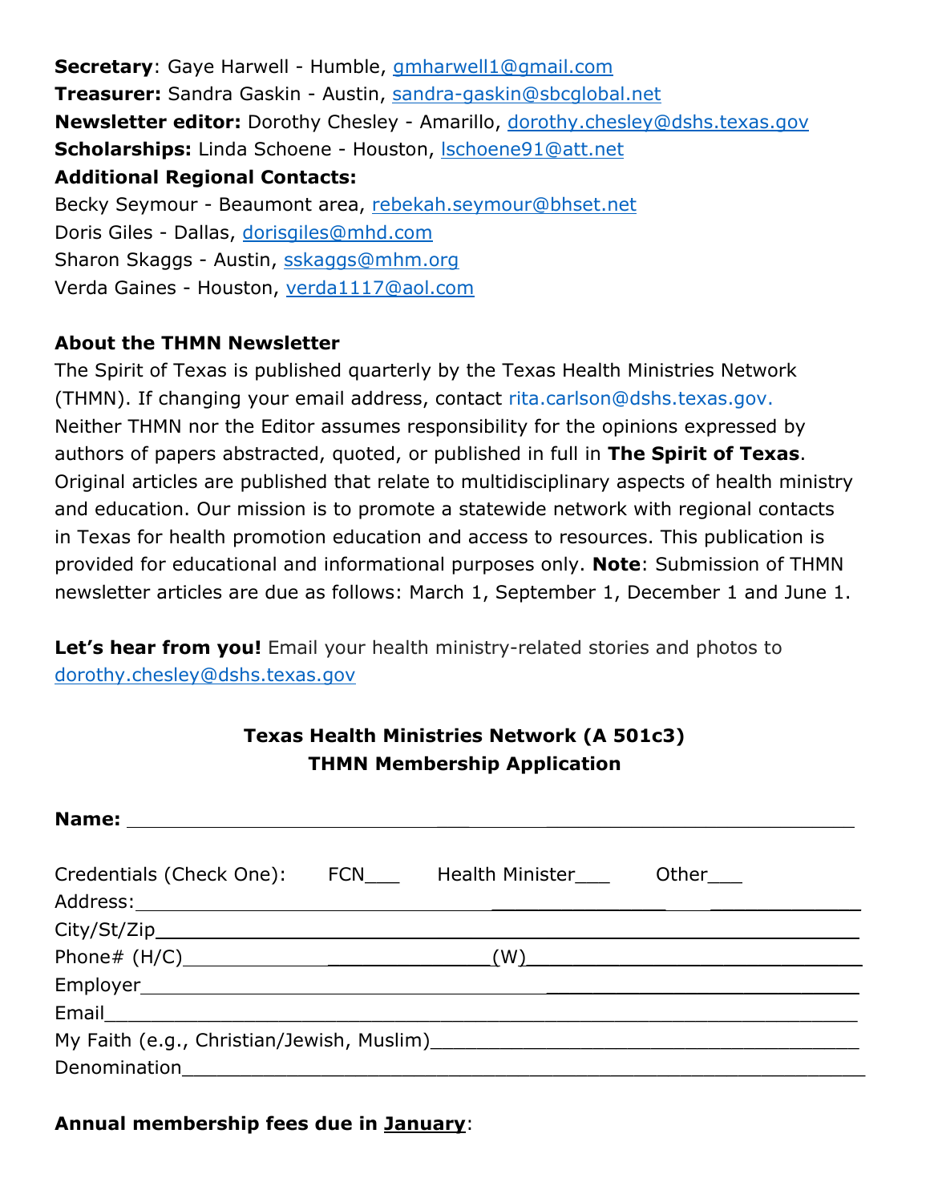**Secretary**: Gaye Harwell - Humble, gmharwell1@gmail.com
**Treasurer:** Sandra Gaskin - Austin, sandra-gaskin@sbcglobal.net
**Newsletter editor:** Dorothy Chesley - Amarillo, dorothy.chesley@dshs.texas.gov
**Scholarships:** Linda Schoene - Houston, lschoene91@att.net
**Additional Regional Contacts:**
Becky Seymour - Beaumont area, rebekah.seymour@bhset.net
Doris Giles - Dallas, dorisgiles@mhd.com
Sharon Skaggs - Austin, sskaggs@mhm.org
Verda Gaines - Houston, verda1117@aol.com

**About the THMN Newsletter**

The Spirit of Texas is published quarterly by the Texas Health Ministries Network (THMN). If changing your email address, contact rita.carlson@dshs.texas.gov. Neither THMN nor the Editor assumes responsibility for the opinions expressed by authors of papers abstracted, quoted, or published in full in **The Spirit of Texas**. Original articles are published that relate to multidisciplinary aspects of health ministry and education. Our mission is to promote a statewide network with regional contacts in Texas for health promotion education and access to resources. This publication is provided for educational and informational purposes only. **Note**: Submission of THMN newsletter articles are due as follows: March 1, September 1, December 1 and June 1.

**Let's hear from you!** Email your health ministry-related stories and photos to dorothy.chesley@dshs.texas.gov

**Texas Health Ministries Network (A 501c3)**
**THMN Membership Application**

**Name:** ______________________________________________

Credentials (Check One): FCN___ Health Minister___ Other___
Address:______________________________________________
City/St/Zip____________________________________________
Phone# (H/C)_______________________(W)___________________
Employer______________________________________________
Email_________________________________________________
My Faith (e.g., Christian/Jewish, Muslim)______________________
Denomination___________________________________________

**Annual membership fees due in January**: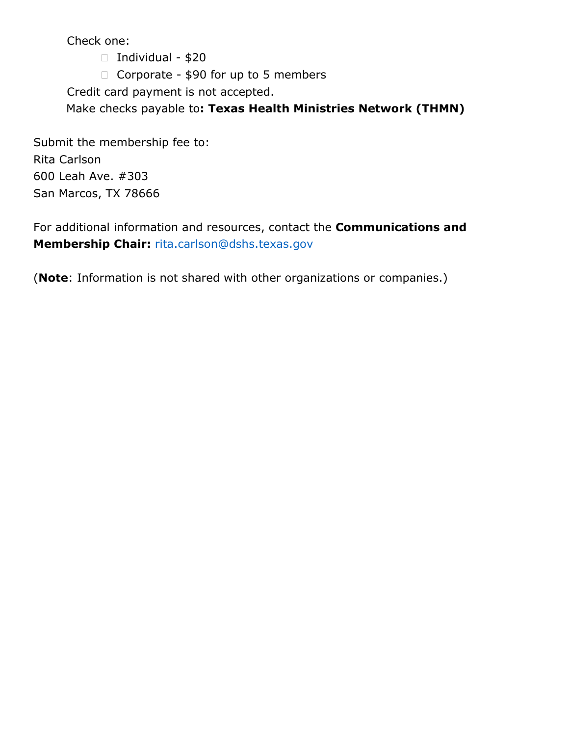Check one:

- ☐ Individual - $20
- ☐ Corporate - $90 for up to 5 members

Credit card payment is not accepted.

Make checks payable to**: Texas Health Ministries Network (THMN)**

Submit the membership fee to:
Rita Carlson
600 Leah Ave. #303
San Marcos, TX 78666

For additional information and resources, contact the **Communications and Membership Chair:** rita.carlson@dshs.texas.gov

(**Note**: Information is not shared with other organizations or companies.)